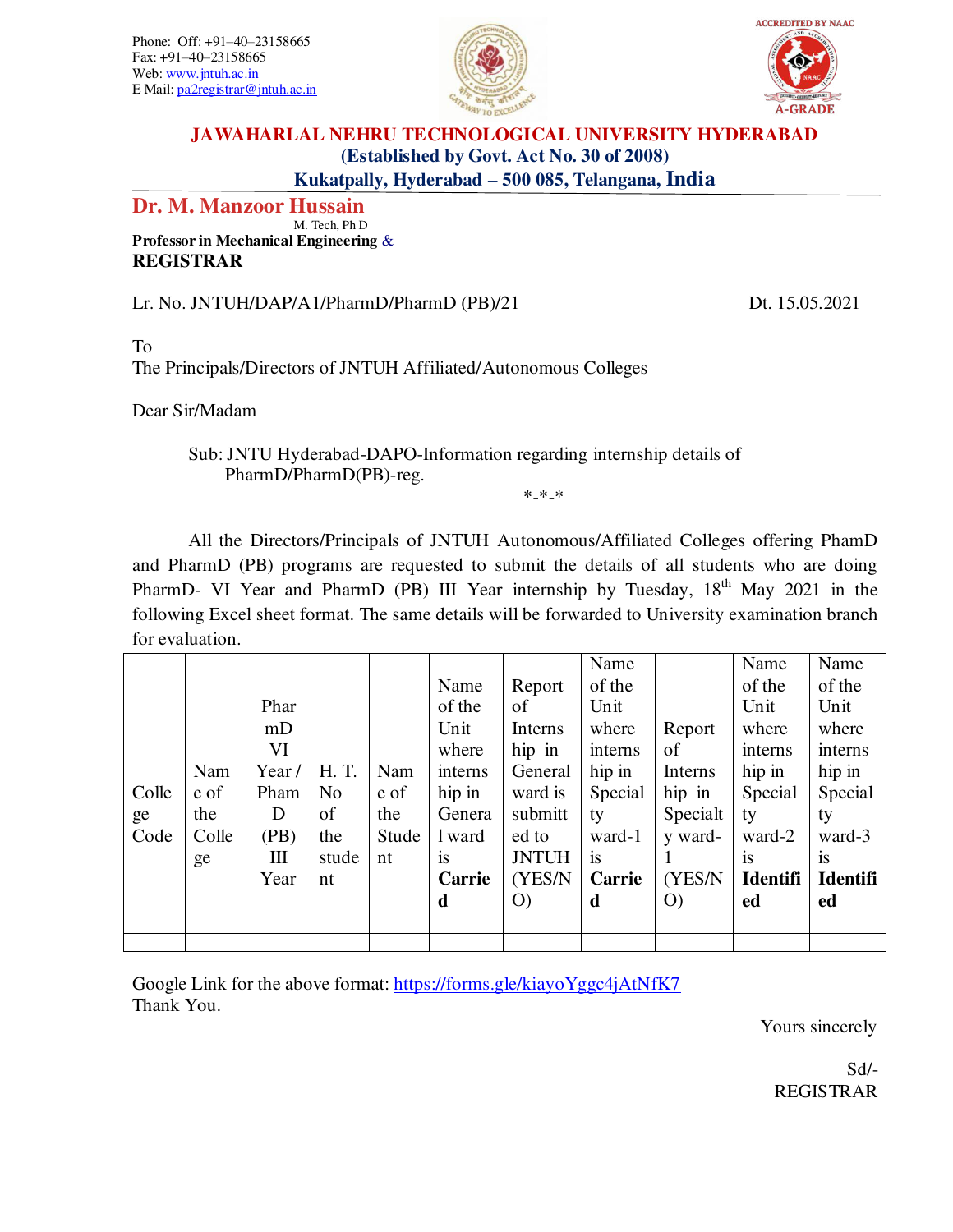Phone: Off: +91–40–23158665
Fax: +91–40–23158665
Web: www.jntuh.ac.in
E Mail: pa2registrar@jntuh.ac.in

ACCREDITED BY NAAC
A-GRADE

# JAWAHARLAL NEHRU TECHNOLOGICAL UNIVERSITY HYDERABAD

**(Established by Govt. Act No. 30 of 2008)**

**Kukatpally, Hyderabad – 500 085, Telangana, India**

## Dr. M. Manzoor Hussain

M. Tech, Ph D

**Professor in Mechanical Engineering &**

**REGISTRAR**

Lr. No. JNTUH/DAP/A1/PharmD/PharmD (PB)/21 Dt. 15.05.2021

To
The Principals/Directors of JNTUH Affiliated/Autonomous Colleges

Dear Sir/Madam

Sub: JNTU Hyderabad-DAPO-Information regarding internship details of PharmD/PharmD(PB)-reg.

\*-\*-\*

All the Directors/Principals of JNTUH Autonomous/Affiliated Colleges offering PhamD and PharmD (PB) programs are requested to submit the details of all students who are doing PharmD- VI Year and PharmD (PB) III Year internship by Tuesday, 18th May 2021 in the following Excel sheet format. The same details will be forwarded to University examination branch for evaluation.

| College Code | Name of the College | PharmD VI Year / PhamD (PB) III Year | H. T. No of the student | Name of the Student | Name of the Unit where internship in General ward is **Carried** | Report of Internship in General ward is submitted to JNTUH (YES/NO) | Name of the Unit where internship in Specialty ward-1 is **Carried** | Report of Internship in Specialty ward-1 (YES/NO) | Name of the Unit where internship in Specialty ward-2 is **Identified** | Name of the Unit where internship in Specialty ward-3 is **Identified** |
|---|---|---|---|---|---|---|---|---|---|---|
| | | | | | | | | | | |

Google Link for the above format: https://forms.gle/kiayoYggc4jAtNfK7

Thank You.

Yours sincerely

Sd/-
REGISTRAR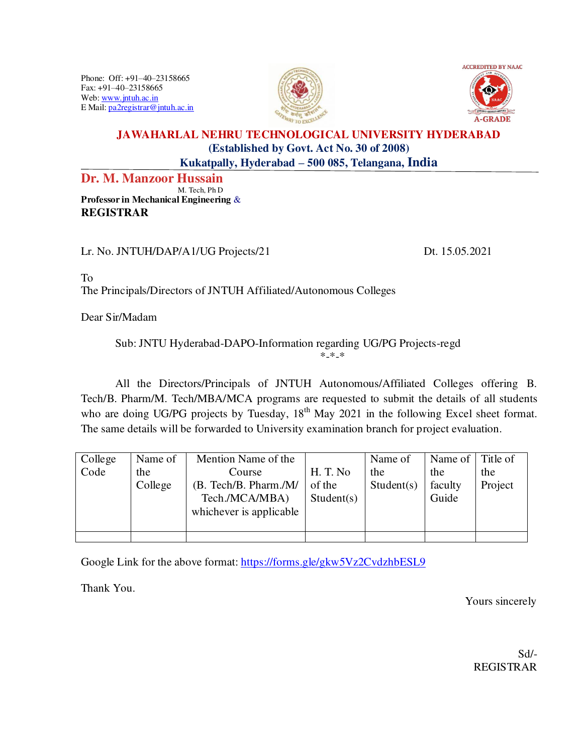Phone: Off: +91–40–23158665
Fax: +91–40–23158665
Web: www.jntuh.ac.in
E Mail: pa2registrar@jntuh.ac.in

ACCREDITED BY NAAC
A-GRADE

# JAWAHARLAL NEHRU TECHNOLOGICAL UNIVERSITY HYDERABAD

**(Established by Govt. Act No. 30 of 2008)**

**Kukatpally, Hyderabad – 500 085, Telangana, India**

**Dr. M. Manzoor Hussain**
M. Tech, Ph D
**Professor in Mechanical Engineering &**
**REGISTRAR**

Lr. No. JNTUH/DAP/A1/UG Projects/21 Dt. 15.05.2021

To
The Principals/Directors of JNTUH Affiliated/Autonomous Colleges

Dear Sir/Madam

Sub: JNTU Hyderabad-DAPO-Information regarding UG/PG Projects-regd
\*-\*-\*

All the Directors/Principals of JNTUH Autonomous/Affiliated Colleges offering B. Tech/B. Pharm/M. Tech/MBA/MCA programs are requested to submit the details of all students who are doing UG/PG projects by Tuesday, 18th May 2021 in the following Excel sheet format. The same details will be forwarded to University examination branch for project evaluation.

| College Code | Name of the College | Mention Name of the Course (B. Tech/B. Pharm./M/ Tech./MCA/MBA) whichever is applicable | H. T. No of the Student(s) | Name of the Student(s) | Name of the faculty Guide | Title of the Project |
|---|---|---|---|---|---|---|
| | | | | | | |

Google Link for the above format: https://forms.gle/gkw5Vz2CvdzhbESL9

Thank You.

Yours sincerely

Sd/-
REGISTRAR